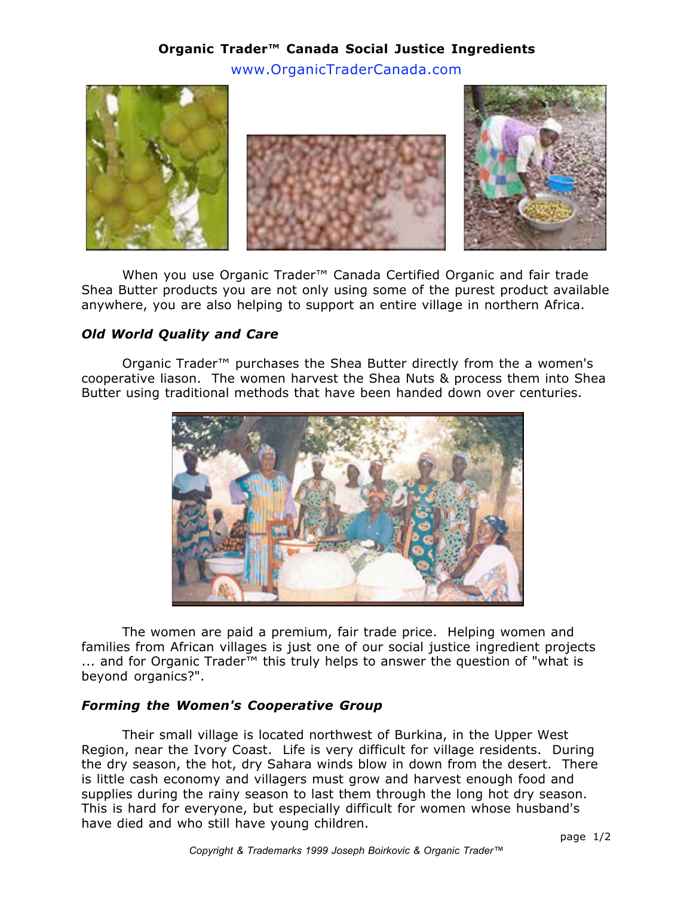**Organic Trader™ Canada Social Justice Ingredients**

www.OrganicTraderCanada.com

When you use Organic Trader™ Canada Certified Organic and fair trade Shea Butter products you are not only using some of the purest product available anywhere, you are also helping to support an entire village in northern Africa.

### *Old World Quality and Care*

Organic Trader™ purchases the Shea Butter directly from the a women's cooperative liason. The women harvest the Shea Nuts & process them into Shea Butter using traditional methods that have been handed down over centuries.

The women are paid a premium, fair trade price. Helping women and families from African villages is just one of our social justice ingredient projects ... and for Organic Trader™ this truly helps to answer the question of "what is beyond organics?".

### *Forming the Women's Cooperative Group*

Their small village is located northwest of Burkina, in the Upper West Region, near the Ivory Coast. Life is very difficult for village residents. During the dry season, the hot, dry Sahara winds blow in down from the desert. There is little cash economy and villagers must grow and harvest enough food and supplies during the rainy season to last them through the long hot dry season. This is hard for everyone, but especially difficult for women whose husband's have died and who still have young children.

*Copyright & Trademarks 1999 Joseph Boirkovic & Organic Trader™*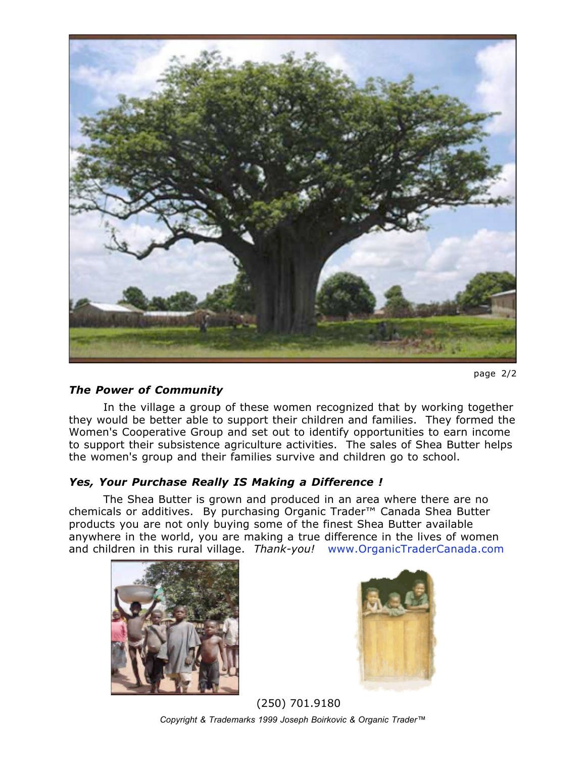### *The Power of Community*

In the village a group of these women recognized that by working together they would be better able to support their children and families. They formed the Women's Cooperative Group and set out to identify opportunities to earn income to support their subsistence agriculture activities. The sales of Shea Butter helps the women's group and their families survive and children go to school.

### *Yes, Your Purchase Really IS Making a Difference !*

The Shea Butter is grown and produced in an area where there are no chemicals or additives. By purchasing Organic Trader™ Canada Shea Butter products you are not only buying some of the finest Shea Butter available anywhere in the world, you are making a true difference in the lives of women and children in this rural village. *Thank-you!* www.OrganicTraderCanada.com

(250) 701.9180

*Copyright & Trademarks 1999 Joseph Boirkovic & Organic Trader™*